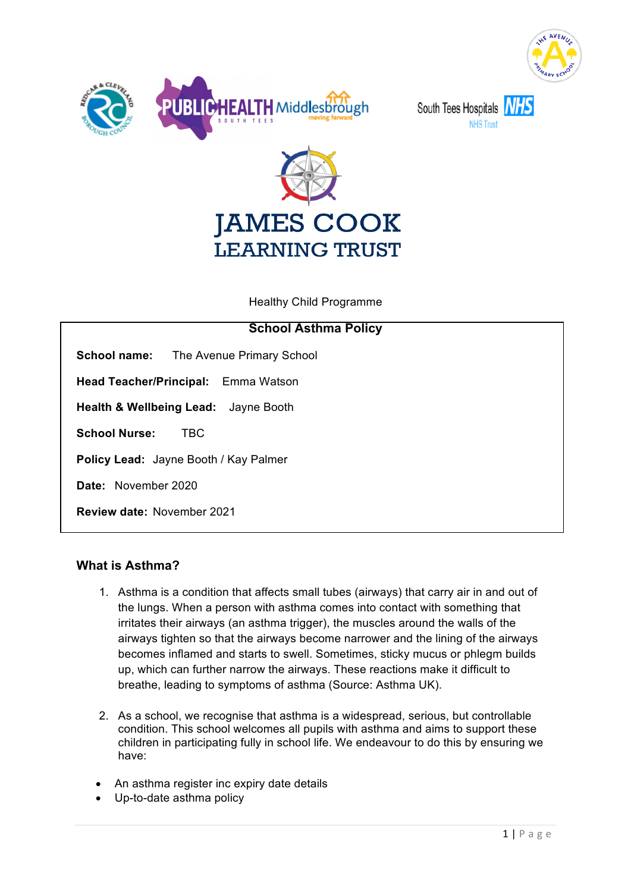# JAMES COOK LEARNING TRUST

Healthy Child Programme

## School Asthma Policy

**School name:** The Avenue Primary School

**Head Teacher/Principal:** Emma Watson

**Health & Wellbeing Lead:** Jayne Booth

**School Nurse:** TBC

**Policy Lead:** Jayne Booth / Kay Palmer

**Date:** November 2020

**Review date:** November 2021

### What is Asthma?

1. Asthma is a condition that affects small tubes (airways) that carry air in and out of the lungs. When a person with asthma comes into contact with something that irritates their airways (an asthma trigger), the muscles around the walls of the airways tighten so that the airways become narrower and the lining of the airways becomes inflamed and starts to swell. Sometimes, sticky mucus or phlegm builds up, which can further narrow the airways. These reactions make it difficult to breathe, leading to symptoms of asthma (Source: Asthma UK).

2. As a school, we recognise that asthma is a widespread, serious, but controllable condition. This school welcomes all pupils with asthma and aims to support these children in participating fully in school life. We endeavour to do this by ensuring we have:

- An asthma register inc expiry date details
- Up-to-date asthma policy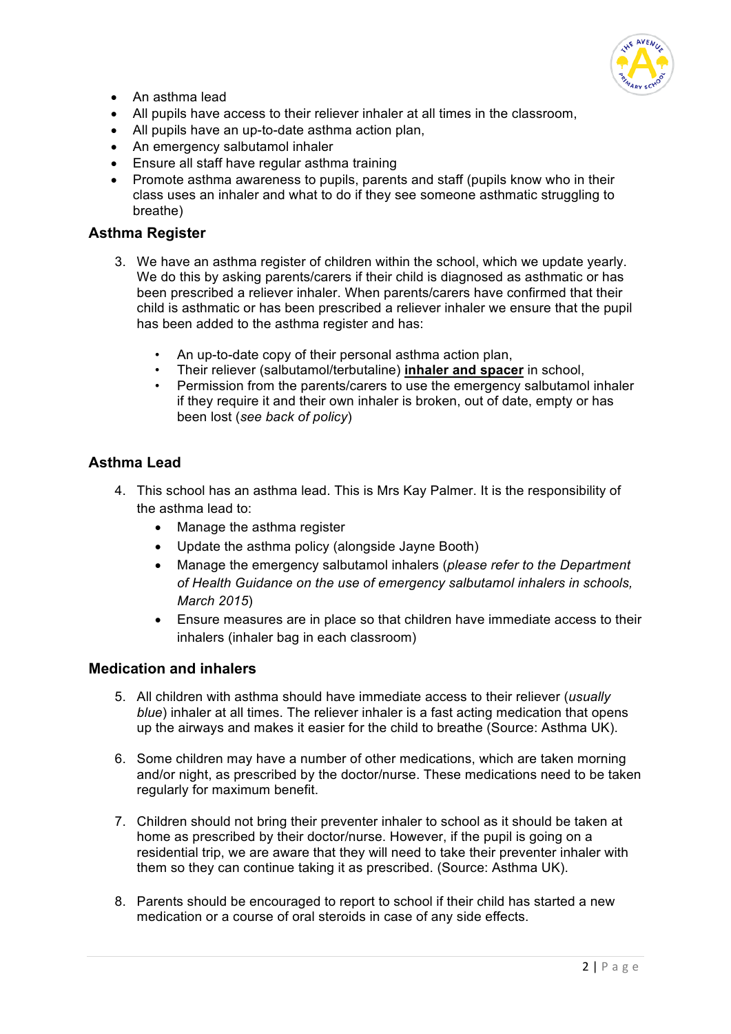- An asthma lead
- All pupils have access to their reliever inhaler at all times in the classroom,
- All pupils have an up-to-date asthma action plan,
- An emergency salbutamol inhaler
- Ensure all staff have regular asthma training
- Promote asthma awareness to pupils, parents and staff (pupils know who in their class uses an inhaler and what to do if they see someone asthmatic struggling to breathe)

### Asthma Register

3. We have an asthma register of children within the school, which we update yearly. We do this by asking parents/carers if their child is diagnosed as asthmatic or has been prescribed a reliever inhaler. When parents/carers have confirmed that their child is asthmatic or has been prescribed a reliever inhaler we ensure that the pupil has been added to the asthma register and has:

   - An up-to-date copy of their personal asthma action plan,
   - Their reliever (salbutamol/terbutaline) **inhaler and spacer** in school,
   - Permission from the parents/carers to use the emergency salbutamol inhaler if they require it and their own inhaler is broken, out of date, empty or has been lost (*see back of policy*)

### Asthma Lead

4. This school has an asthma lead. This is Mrs Kay Palmer. It is the responsibility of the asthma lead to:
   - Manage the asthma register
   - Update the asthma policy (alongside Jayne Booth)
   - Manage the emergency salbutamol inhalers (*please refer to the Department of Health Guidance on the use of emergency salbutamol inhalers in schools, March 2015*)
   - Ensure measures are in place so that children have immediate access to their inhalers (inhaler bag in each classroom)

### Medication and inhalers

5. All children with asthma should have immediate access to their reliever (*usually blue*) inhaler at all times. The reliever inhaler is a fast acting medication that opens up the airways and makes it easier for the child to breathe (Source: Asthma UK).

6. Some children may have a number of other medications, which are taken morning and/or night, as prescribed by the doctor/nurse. These medications need to be taken regularly for maximum benefit.

7. Children should not bring their preventer inhaler to school as it should be taken at home as prescribed by their doctor/nurse. However, if the pupil is going on a residential trip, we are aware that they will need to take their preventer inhaler with them so they can continue taking it as prescribed. (Source: Asthma UK).

8. Parents should be encouraged to report to school if their child has started a new medication or a course of oral steroids in case of any side effects.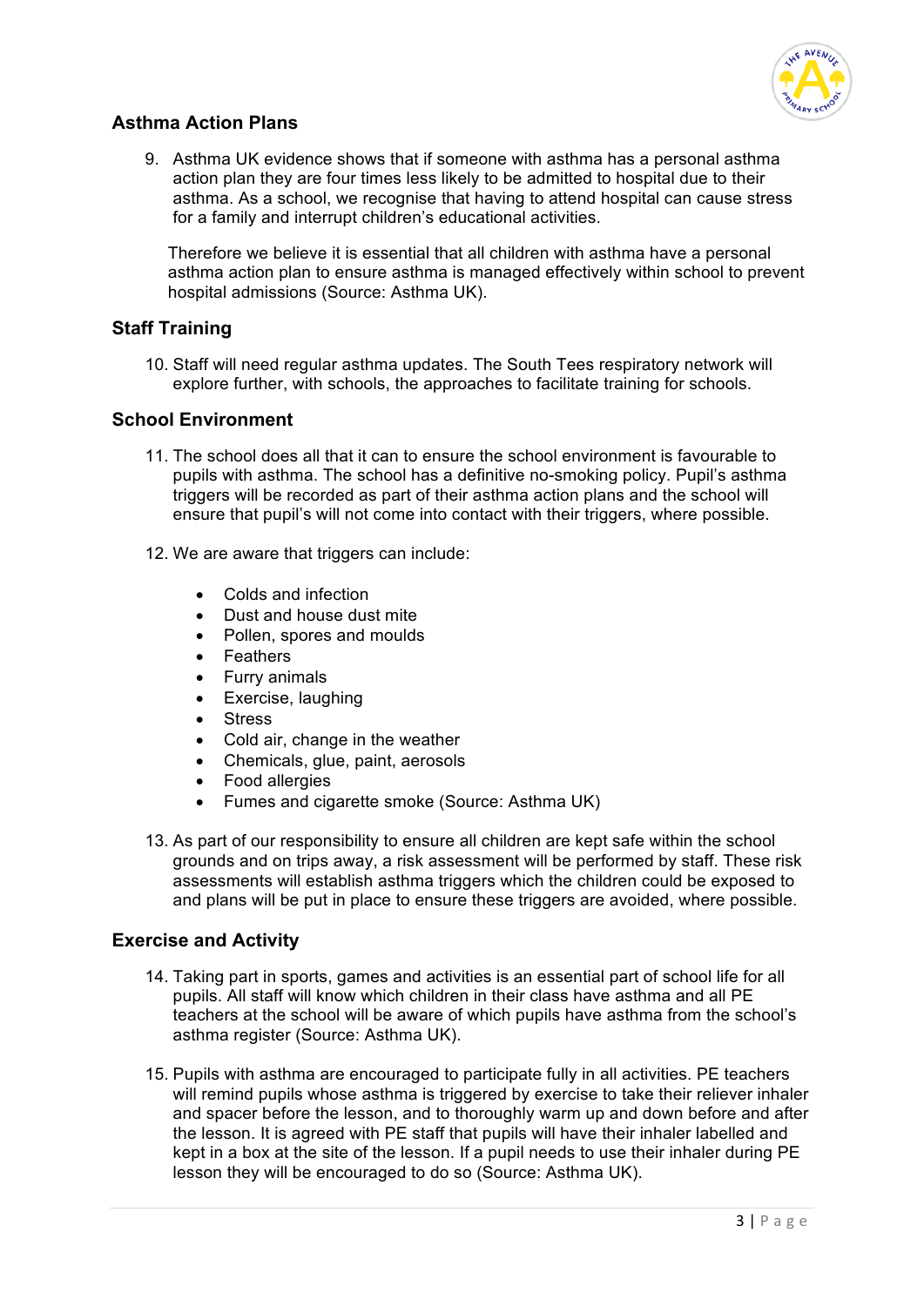## Asthma Action Plans

9. Asthma UK evidence shows that if someone with asthma has a personal asthma action plan they are four times less likely to be admitted to hospital due to their asthma. As a school, we recognise that having to attend hospital can cause stress for a family and interrupt children's educational activities.

   Therefore we believe it is essential that all children with asthma have a personal asthma action plan to ensure asthma is managed effectively within school to prevent hospital admissions (Source: Asthma UK).

## Staff Training

10. Staff will need regular asthma updates. The South Tees respiratory network will explore further, with schools, the approaches to facilitate training for schools.

## School Environment

11. The school does all that it can to ensure the school environment is favourable to pupils with asthma. The school has a definitive no-smoking policy. Pupil's asthma triggers will be recorded as part of their asthma action plans and the school will ensure that pupil's will not come into contact with their triggers, where possible.

12. We are aware that triggers can include:

    - Colds and infection
    - Dust and house dust mite
    - Pollen, spores and moulds
    - Feathers
    - Furry animals
    - Exercise, laughing
    - Stress
    - Cold air, change in the weather
    - Chemicals, glue, paint, aerosols
    - Food allergies
    - Fumes and cigarette smoke (Source: Asthma UK)

13. As part of our responsibility to ensure all children are kept safe within the school grounds and on trips away, a risk assessment will be performed by staff. These risk assessments will establish asthma triggers which the children could be exposed to and plans will be put in place to ensure these triggers are avoided, where possible.

## Exercise and Activity

14. Taking part in sports, games and activities is an essential part of school life for all pupils. All staff will know which children in their class have asthma and all PE teachers at the school will be aware of which pupils have asthma from the school's asthma register (Source: Asthma UK).

15. Pupils with asthma are encouraged to participate fully in all activities. PE teachers will remind pupils whose asthma is triggered by exercise to take their reliever inhaler and spacer before the lesson, and to thoroughly warm up and down before and after the lesson. It is agreed with PE staff that pupils will have their inhaler labelled and kept in a box at the site of the lesson. If a pupil needs to use their inhaler during PE lesson they will be encouraged to do so (Source: Asthma UK).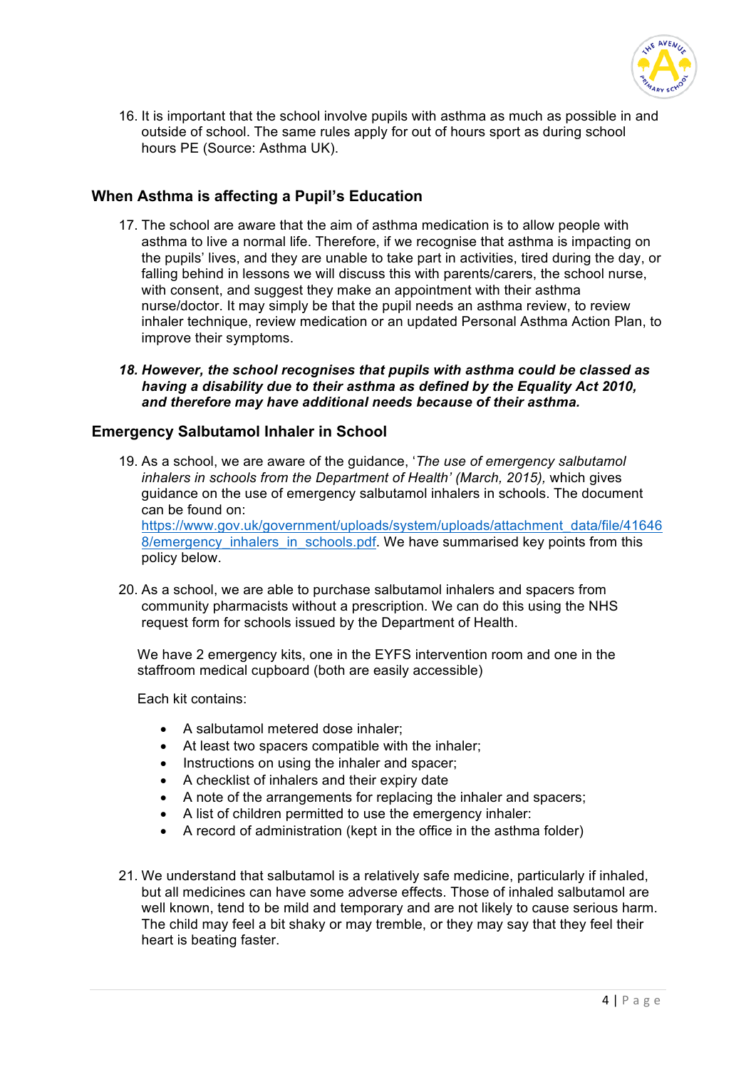16. It is important that the school involve pupils with asthma as much as possible in and outside of school. The same rules apply for out of hours sport as during school hours PE (Source: Asthma UK).

## When Asthma is affecting a Pupil's Education

17. The school are aware that the aim of asthma medication is to allow people with asthma to live a normal life. Therefore, if we recognise that asthma is impacting on the pupils' lives, and they are unable to take part in activities, tired during the day, or falling behind in lessons we will discuss this with parents/carers, the school nurse, with consent, and suggest they make an appointment with their asthma nurse/doctor. It may simply be that the pupil needs an asthma review, to review inhaler technique, review medication or an updated Personal Asthma Action Plan, to improve their symptoms.

18. ***However, the school recognises that pupils with asthma could be classed as having a disability due to their asthma as defined by the Equality Act 2010, and therefore may have additional needs because of their asthma.***

## Emergency Salbutamol Inhaler in School

19. As a school, we are aware of the guidance, '*The use of emergency salbutamol inhalers in schools from the Department of Health' (March, 2015),* which gives guidance on the use of emergency salbutamol inhalers in schools. The document can be found on: [https://www.gov.uk/government/uploads/system/uploads/attachment_data/file/416468/emergency_inhalers_in_schools.pdf](https://www.gov.uk/government/uploads/system/uploads/attachment_data/file/416468/emergency_inhalers_in_schools.pdf). We have summarised key points from this policy below.

20. As a school, we are able to purchase salbutamol inhalers and spacers from community pharmacists without a prescription. We can do this using the NHS request form for schools issued by the Department of Health.

    We have 2 emergency kits, one in the EYFS intervention room and one in the staffroom medical cupboard (both are easily accessible)

    Each kit contains:

    - A salbutamol metered dose inhaler;
    - At least two spacers compatible with the inhaler;
    - Instructions on using the inhaler and spacer;
    - A checklist of inhalers and their expiry date
    - A note of the arrangements for replacing the inhaler and spacers;
    - A list of children permitted to use the emergency inhaler:
    - A record of administration (kept in the office in the asthma folder)

21. We understand that salbutamol is a relatively safe medicine, particularly if inhaled, but all medicines can have some adverse effects. Those of inhaled salbutamol are well known, tend to be mild and temporary and are not likely to cause serious harm. The child may feel a bit shaky or may tremble, or they may say that they feel their heart is beating faster.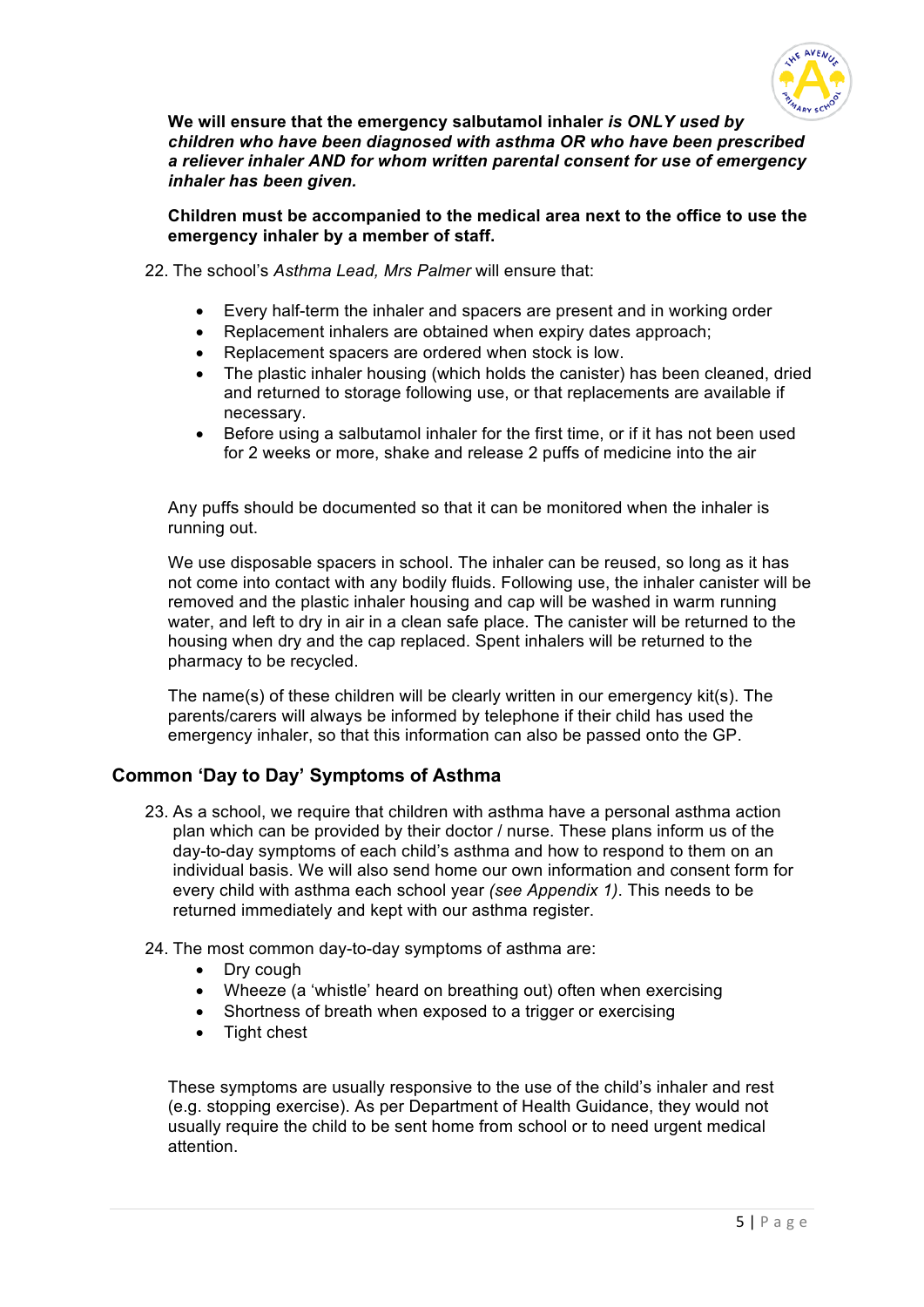**We will ensure that the emergency salbutamol inhaler *is ONLY used by children who have been diagnosed with asthma OR who have been prescribed a reliever inhaler AND for whom written parental consent for use of emergency inhaler has been given.***

**Children must be accompanied to the medical area next to the office to use the emergency inhaler by a member of staff.**

22. The school's *Asthma Lead, Mrs Palmer* will ensure that:

- Every half-term the inhaler and spacers are present and in working order
- Replacement inhalers are obtained when expiry dates approach;
- Replacement spacers are ordered when stock is low.
- The plastic inhaler housing (which holds the canister) has been cleaned, dried and returned to storage following use, or that replacements are available if necessary.
- Before using a salbutamol inhaler for the first time, or if it has not been used for 2 weeks or more, shake and release 2 puffs of medicine into the air

Any puffs should be documented so that it can be monitored when the inhaler is running out.

We use disposable spacers in school. The inhaler can be reused, so long as it has not come into contact with any bodily fluids. Following use, the inhaler canister will be removed and the plastic inhaler housing and cap will be washed in warm running water, and left to dry in air in a clean safe place. The canister will be returned to the housing when dry and the cap replaced. Spent inhalers will be returned to the pharmacy to be recycled.

The name(s) of these children will be clearly written in our emergency kit(s). The parents/carers will always be informed by telephone if their child has used the emergency inhaler, so that this information can also be passed onto the GP.

## Common 'Day to Day' Symptoms of Asthma

23. As a school, we require that children with asthma have a personal asthma action plan which can be provided by their doctor / nurse. These plans inform us of the day-to-day symptoms of each child's asthma and how to respond to them on an individual basis. We will also send home our own information and consent form for every child with asthma each school year *(see Appendix 1)*. This needs to be returned immediately and kept with our asthma register.

24. The most common day-to-day symptoms of asthma are:
    - Dry cough
    - Wheeze (a 'whistle' heard on breathing out) often when exercising
    - Shortness of breath when exposed to a trigger or exercising
    - Tight chest

These symptoms are usually responsive to the use of the child's inhaler and rest (e.g. stopping exercise). As per Department of Health Guidance, they would not usually require the child to be sent home from school or to need urgent medical attention.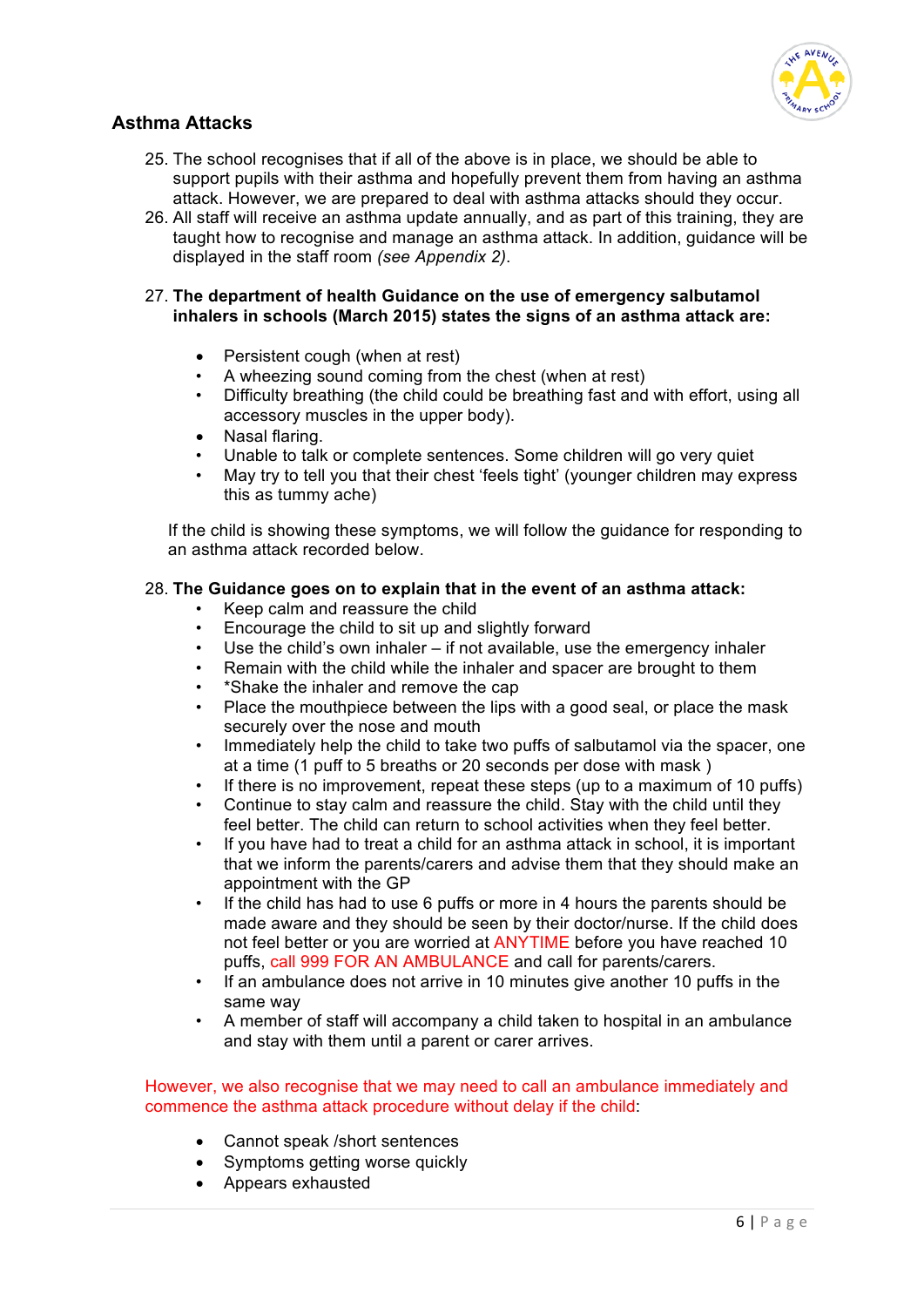## Asthma Attacks

25. The school recognises that if all of the above is in place, we should be able to support pupils with their asthma and hopefully prevent them from having an asthma attack. However, we are prepared to deal with asthma attacks should they occur.
26. All staff will receive an asthma update annually, and as part of this training, they are taught how to recognise and manage an asthma attack. In addition, guidance will be displayed in the staff room *(see Appendix 2)*.
27. **The department of health Guidance on the use of emergency salbutamol inhalers in schools (March 2015) states the signs of an asthma attack are:**

    - Persistent cough (when at rest)
    - A wheezing sound coming from the chest (when at rest)
    - Difficulty breathing (the child could be breathing fast and with effort, using all accessory muscles in the upper body).
    - Nasal flaring.
    - Unable to talk or complete sentences. Some children will go very quiet
    - May try to tell you that their chest 'feels tight' (younger children may express this as tummy ache)

    If the child is showing these symptoms, we will follow the guidance for responding to an asthma attack recorded below.

28. **The Guidance goes on to explain that in the event of an asthma attack:**
    - Keep calm and reassure the child
    - Encourage the child to sit up and slightly forward
    - Use the child's own inhaler – if not available, use the emergency inhaler
    - Remain with the child while the inhaler and spacer are brought to them
    - *Shake the inhaler and remove the cap
    - Place the mouthpiece between the lips with a good seal, or place the mask securely over the nose and mouth
    - Immediately help the child to take two puffs of salbutamol via the spacer, one at a time (1 puff to 5 breaths or 20 seconds per dose with mask )
    - If there is no improvement, repeat these steps (up to a maximum of 10 puffs)
    - Continue to stay calm and reassure the child. Stay with the child until they feel better. The child can return to school activities when they feel better.
    - If you have had to treat a child for an asthma attack in school, it is important that we inform the parents/carers and advise them that they should make an appointment with the GP
    - If the child has had to use 6 puffs or more in 4 hours the parents should be made aware and they should be seen by their doctor/nurse. If the child does not feel better or you are worried at ANYTIME before you have reached 10 puffs, call 999 FOR AN AMBULANCE and call for parents/carers.
    - If an ambulance does not arrive in 10 minutes give another 10 puffs in the same way
    - A member of staff will accompany a child taken to hospital in an ambulance and stay with them until a parent or carer arrives.

However, we also recognise that we may need to call an ambulance immediately and commence the asthma attack procedure without delay if the child:

- Cannot speak /short sentences
- Symptoms getting worse quickly
- Appears exhausted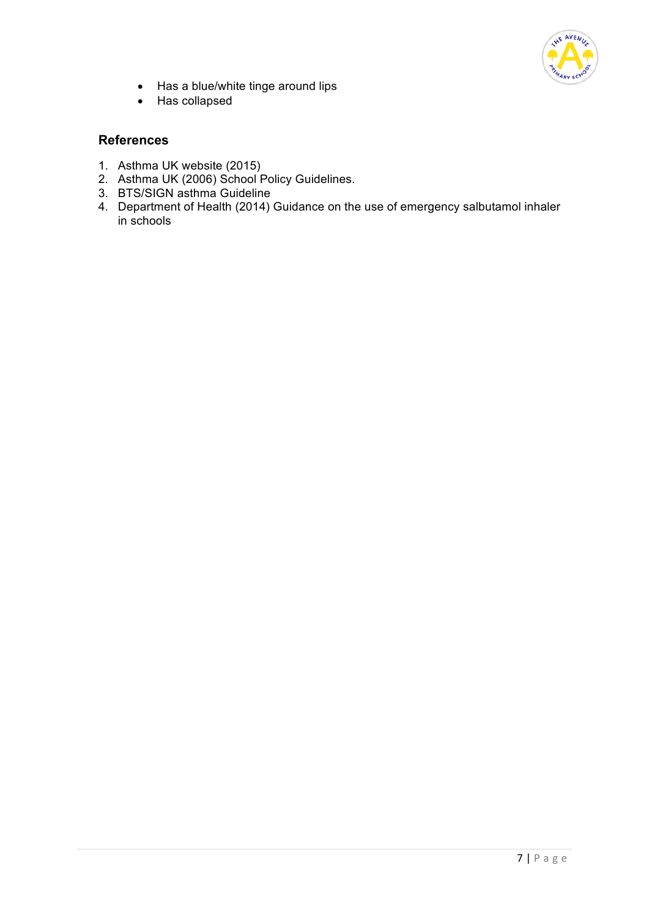- Has a blue/white tinge around lips
- Has collapsed

## References

1. Asthma UK website (2015)
2. Asthma UK (2006) School Policy Guidelines.
3. BTS/SIGN asthma Guideline
4. Department of Health (2014) Guidance on the use of emergency salbutamol inhaler in schools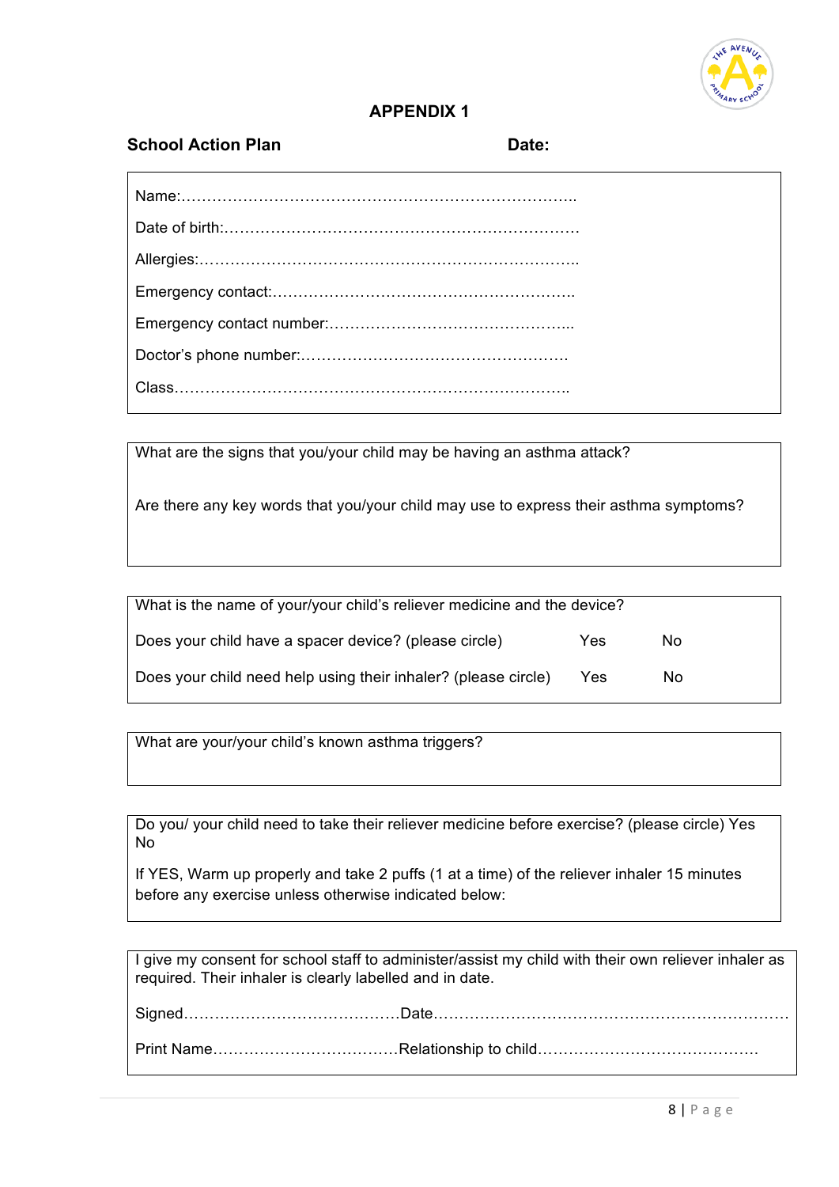# APPENDIX 1

**School Action Plan** **Date:**

Name:…………………………………………………………………..

Date of birth:…………………………………………………………

Allergies:……………………………………………………………..

Emergency contact:………………………………………………..

Emergency contact number:……………………………………...

Doctor's phone number:………………………………………….

Class…………………………………………………………………..

---

What are the signs that you/your child may be having an asthma attack?

Are there any key words that you/your child may use to express their asthma symptoms?

---

What is the name of your/your child's reliever medicine and the device?

Does your child have a spacer device? (please circle) Yes No

Does your child need help using their inhaler? (please circle) Yes No

---

What are your/your child's known asthma triggers?

---

Do you/ your child need to take their reliever medicine before exercise? (please circle) Yes No

If YES, Warm up properly and take 2 puffs (1 at a time) of the reliever inhaler 15 minutes before any exercise unless otherwise indicated below:

---

I give my consent for school staff to administer/assist my child with their own reliever inhaler as required. Their inhaler is clearly labelled and in date.

Signed……………………………………Date…………………………………………………………

Print Name………………………………Relationship to child……………………………………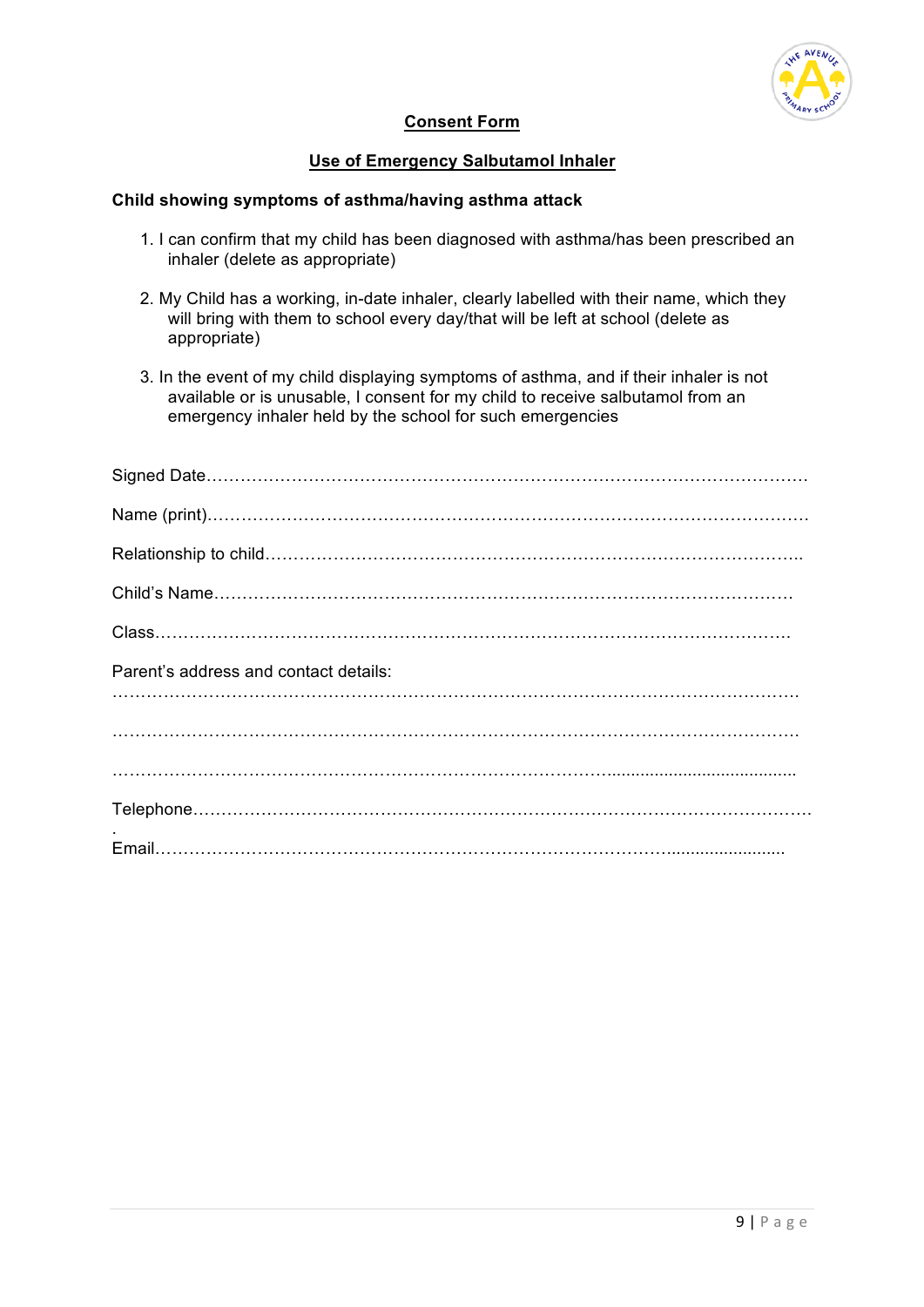## Consent Form

## Use of Emergency Salbutamol Inhaler

**Child showing symptoms of asthma/having asthma attack**

1. I can confirm that my child has been diagnosed with asthma/has been prescribed an inhaler (delete as appropriate)

2. My Child has a working, in-date inhaler, clearly labelled with their name, which they will bring with them to school every day/that will be left at school (delete as appropriate)

3. In the event of my child displaying symptoms of asthma, and if their inhaler is not available or is unusable, I consent for my child to receive salbutamol from an emergency inhaler held by the school for such emergencies

Signed Date…………………………………………………………………………………………

Name (print)…………………………………………………………………………………………

Relationship to child………………………………………………………………………………..

Child's Name………………………………………………………………………………………

Class…………………………………………………………………………………………………

Parent's address and contact details:

…………………………………………………………………………………………………………

…………………………………………………………………………………………………………

…………………………………………………………………………………………………………

Telephone……………………………………………………………………………………………
.

Email…………………………………………………………………………………………………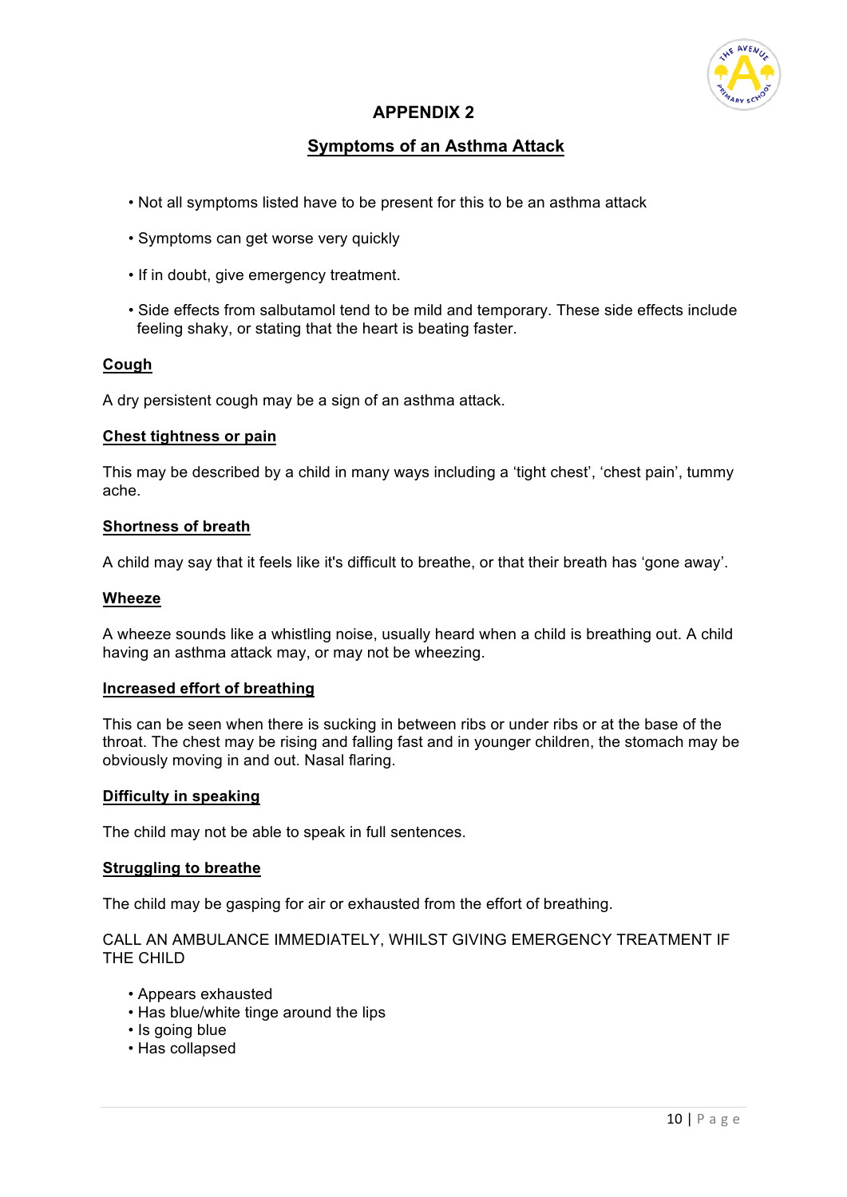## APPENDIX 2

### Symptoms of an Asthma Attack

- Not all symptoms listed have to be present for this to be an asthma attack
- Symptoms can get worse very quickly
- If in doubt, give emergency treatment.
- Side effects from salbutamol tend to be mild and temporary. These side effects include feeling shaky, or stating that the heart is beating faster.

**Cough**

A dry persistent cough may be a sign of an asthma attack.

**Chest tightness or pain**

This may be described by a child in many ways including a 'tight chest', 'chest pain', tummy ache.

**Shortness of breath**

A child may say that it feels like it's difficult to breathe, or that their breath has 'gone away'.

**Wheeze**

A wheeze sounds like a whistling noise, usually heard when a child is breathing out. A child having an asthma attack may, or may not be wheezing.

**Increased effort of breathing**

This can be seen when there is sucking in between ribs or under ribs or at the base of the throat. The chest may be rising and falling fast and in younger children, the stomach may be obviously moving in and out. Nasal flaring.

**Difficulty in speaking**

The child may not be able to speak in full sentences.

**Struggling to breathe**

The child may be gasping for air or exhausted from the effort of breathing.

CALL AN AMBULANCE IMMEDIATELY, WHILST GIVING EMERGENCY TREATMENT IF THE CHILD

- Appears exhausted
- Has blue/white tinge around the lips
- Is going blue
- Has collapsed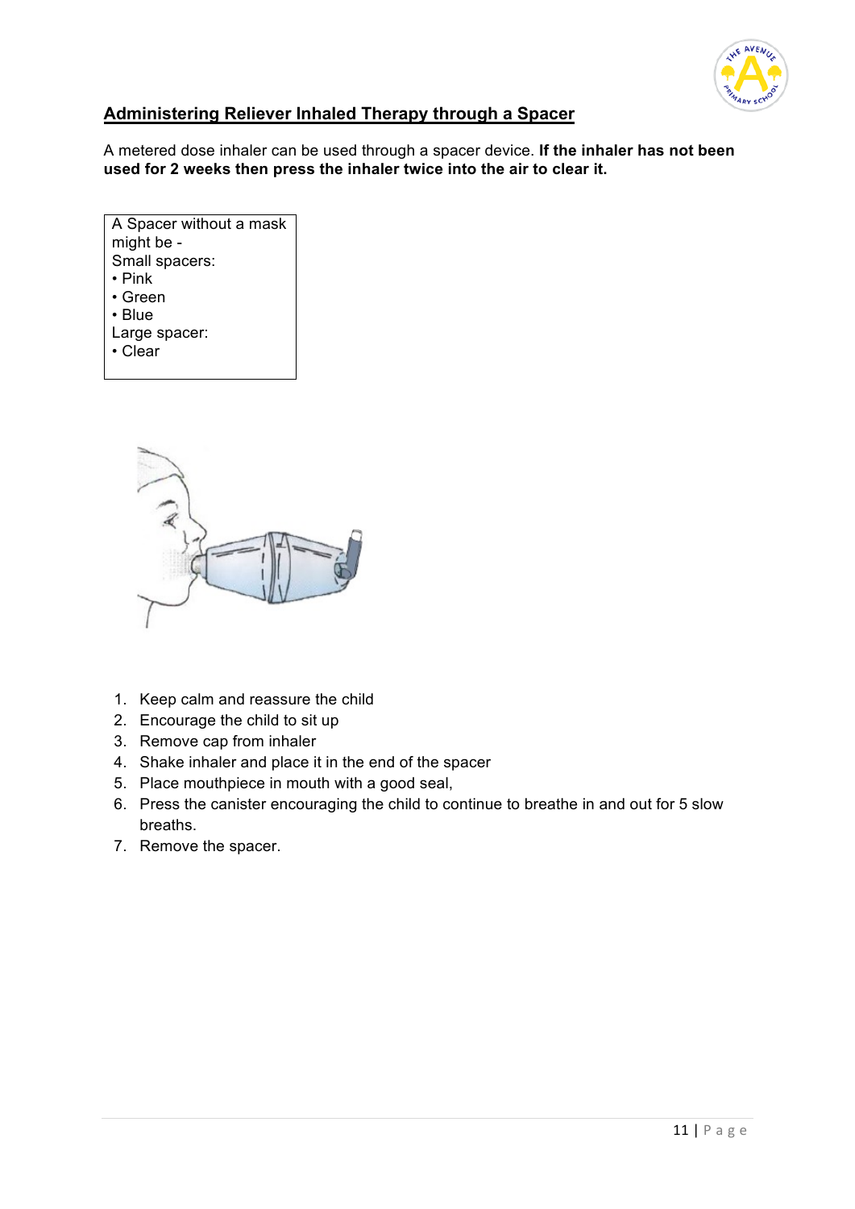## Administering Reliever Inhaled Therapy through a Spacer

A metered dose inhaler can be used through a spacer device. **If the inhaler has not been used for 2 weeks then press the inhaler twice into the air to clear it.**

A Spacer without a mask might be -
Small spacers:
• Pink
• Green
• Blue
Large spacer:
• Clear

1. Keep calm and reassure the child
2. Encourage the child to sit up
3. Remove cap from inhaler
4. Shake inhaler and place it in the end of the spacer
5. Place mouthpiece in mouth with a good seal,
6. Press the canister encouraging the child to continue to breathe in and out for 5 slow breaths.
7. Remove the spacer.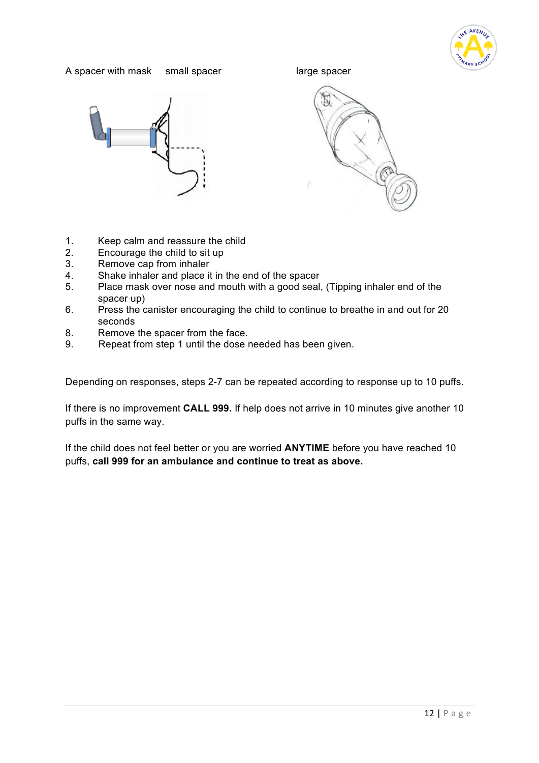A spacer with mask small spacer large spacer

1. Keep calm and reassure the child
2. Encourage the child to sit up
3. Remove cap from inhaler
4. Shake inhaler and place it in the end of the spacer
5. Place mask over nose and mouth with a good seal, (Tipping inhaler end of the spacer up)
6. Press the canister encouraging the child to continue to breathe in and out for 20 seconds
8. Remove the spacer from the face.
9. Repeat from step 1 until the dose needed has been given.

Depending on responses, steps 2-7 can be repeated according to response up to 10 puffs.

If there is no improvement **CALL 999.** If help does not arrive in 10 minutes give another 10 puffs in the same way.

If the child does not feel better or you are worried **ANYTIME** before you have reached 10 puffs, **call 999 for an ambulance and continue to treat as above.**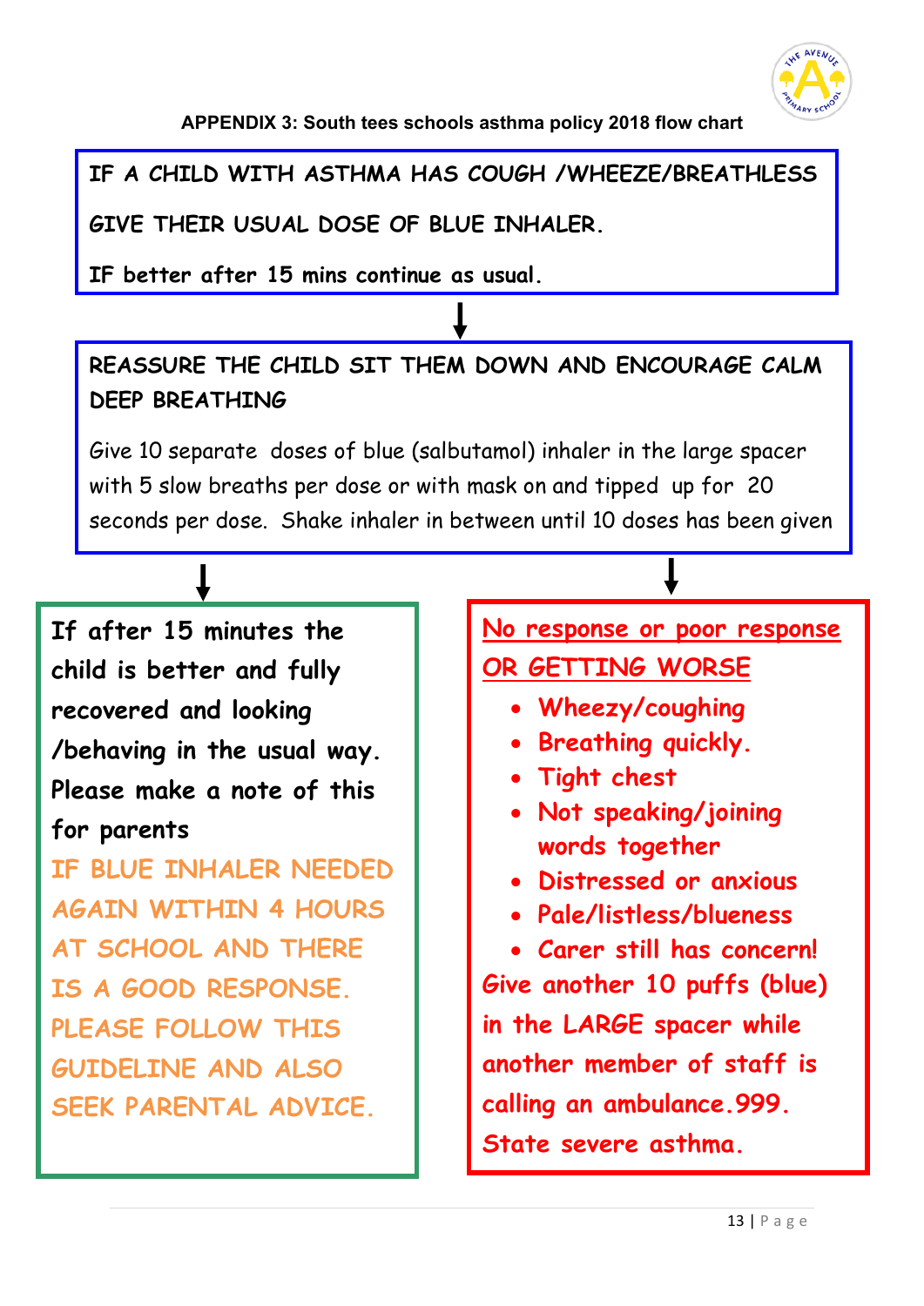**APPENDIX 3: South tees schools asthma policy 2018 flow chart**

**IF A CHILD WITH ASTHMA HAS COUGH /WHEEZE/BREATHLESS**

**GIVE THEIR USUAL DOSE OF BLUE INHALER.**

**IF better after 15 mins continue as usual.**

↓

**REASSURE THE CHILD SIT THEM DOWN AND ENCOURAGE CALM DEEP BREATHING**

Give 10 separate doses of blue (salbutamol) inhaler in the large spacer with 5 slow breaths per dose or with mask on and tipped up for 20 seconds per dose. Shake inhaler in between until 10 doses has been given

↓

**If after 15 minutes the child is better and fully recovered and looking /behaving in the usual way. Please make a note of this for parents**

**IF BLUE INHALER NEEDED AGAIN WITHIN 4 HOURS AT SCHOOL AND THERE IS A GOOD RESPONSE. PLEASE FOLLOW THIS GUIDELINE AND ALSO SEEK PARENTAL ADVICE.**

↓

**No response or poor response OR GETTING WORSE**

- **Wheezy/coughing**
- **Breathing quickly.**
- **Tight chest**
- **Not speaking/joining words together**
- **Distressed or anxious**
- **Pale/listless/blueness**
- **Carer still has concern!**

**Give another 10 puffs (blue) in the LARGE spacer while another member of staff is calling an ambulance.999. State severe asthma.**